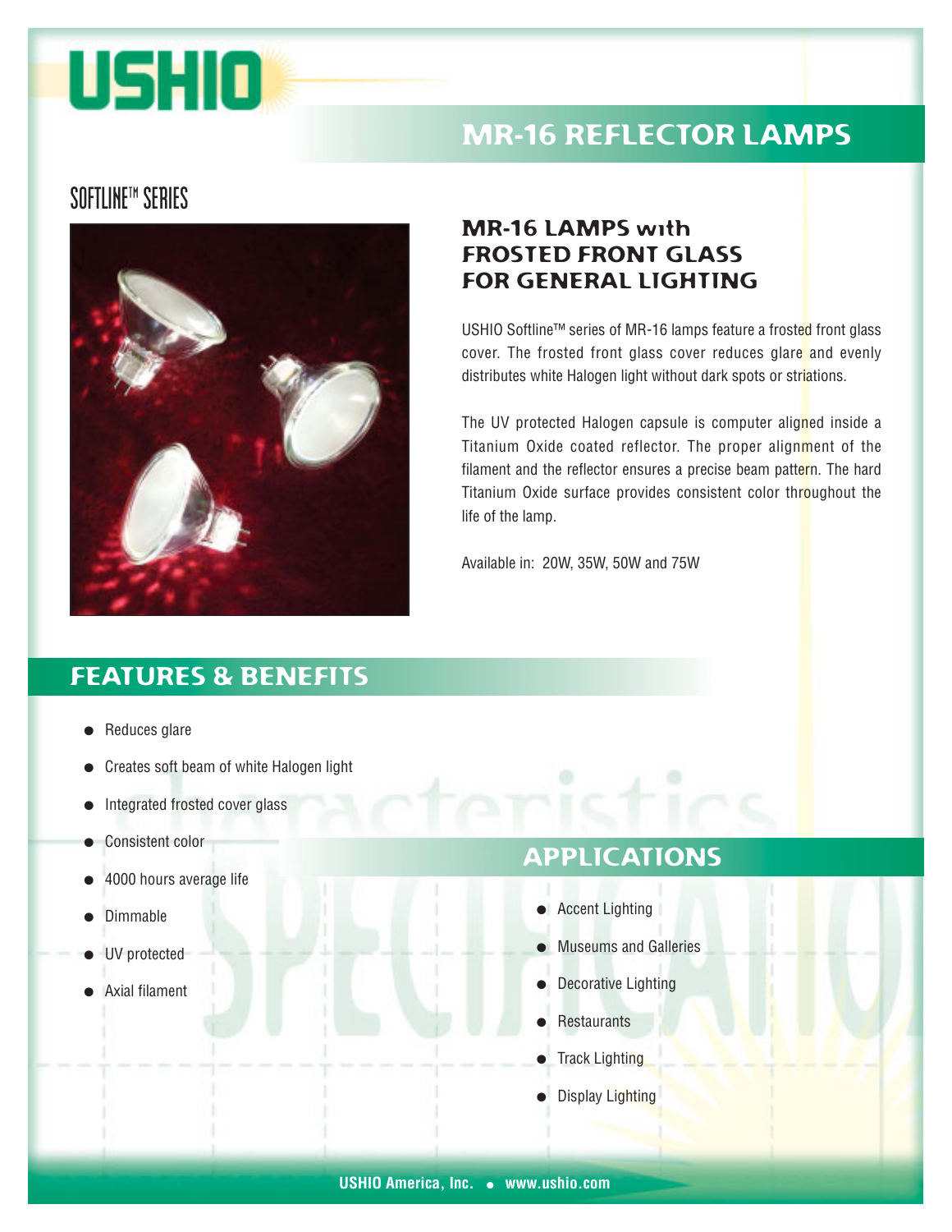# USHIO

## MR-16 REFLECTOR LAMPS

### SOFTLINE™ SERIES

### MR-16 LAMPS with FROSTED FRONT GLASS FOR GENERAL LIGHTING

USHIO Softline™ series of MR-16 lamps feature a frosted front glass cover. The frosted front glass cover reduces glare and evenly distributes white Halogen light without dark spots or striations.

The UV protected Halogen capsule is computer aligned inside a Titanium Oxide coated reflector. The proper alignment of the filament and the reflector ensures a precise beam pattern. The hard Titanium Oxide surface provides consistent color throughout the life of the lamp.

Available in: 20W, 35W, 50W and 75W

## FEATURES & BENEFITS

- Reduces glare
- Creates soft beam of white Halogen light
- Integrated frosted cover glass
- Consistent color
- 4000 hours average life
- Dimmable
- UV protected
- Axial filament

## APPLICATIONS

- Accent Lighting
- Museums and Galleries
- Decorative Lighting
- Restaurants
- Track Lighting
- Display Lighting

USHIO America, Inc. • www.ushio.com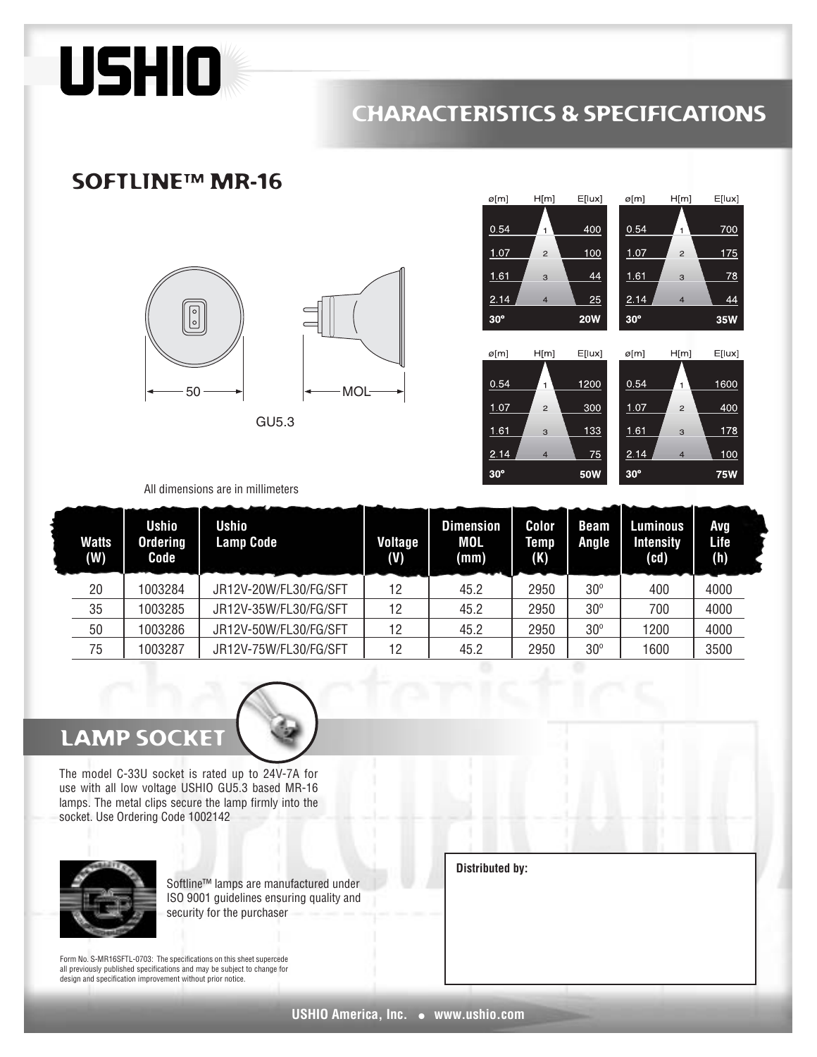# USHIO

## CHARACTERISTICS & SPECIFICATIONS

### SOFTLINE™ MR-16

50

MOL

GU5.3

ø[m] H[m] E[lux]
0.54 1 400
1.07 2 100
1.61 3 44
2.14 4 25
30° 20W

ø[m] H[m] E[lux]
0.54 1 700
1.07 2 175
1.61 3 78
2.14 4 44
30° 35W

ø[m] H[m] E[lux]
0.54 1 1200
1.07 2 300
1.61 3 133
2.14 4 75
30° 50W

ø[m] H[m] E[lux]
0.54 1 1600
1.07 2 400
1.61 3 178
2.14 4 100
30° 75W

All dimensions are in millimeters

| Watts (W) | Ushio Ordering Code | Ushio Lamp Code | Voltage (V) | Dimension MOL (mm) | Color Temp (K) | Beam Angle | Luminous Intensity (cd) | Avg Life (h) |
|---|---|---|---|---|---|---|---|---|
| 20 | 1003284 | JR12V-20W/FL30/FG/SFT | 12 | 45.2 | 2950 | 30° | 400 | 4000 |
| 35 | 1003285 | JR12V-35W/FL30/FG/SFT | 12 | 45.2 | 2950 | 30° | 700 | 4000 |
| 50 | 1003286 | JR12V-50W/FL30/FG/SFT | 12 | 45.2 | 2950 | 30° | 1200 | 4000 |
| 75 | 1003287 | JR12V-75W/FL30/FG/SFT | 12 | 45.2 | 2950 | 30° | 1600 | 3500 |

## LAMP SOCKET

The model C-33U socket is rated up to 24V-7A for use with all low voltage USHIO GU5.3 based MR-16 lamps. The metal clips secure the lamp firmly into the socket. Use Ordering Code 1002142

Softline™ lamps are manufactured under ISO 9001 guidelines ensuring quality and security for the purchaser

**Distributed by:**

Form No. S-MR16SFTL-0703: The specifications on this sheet supercede all previously published specifications and may be subject to change for design and specification improvement without prior notice.

USHIO America, Inc. • www.ushio.com